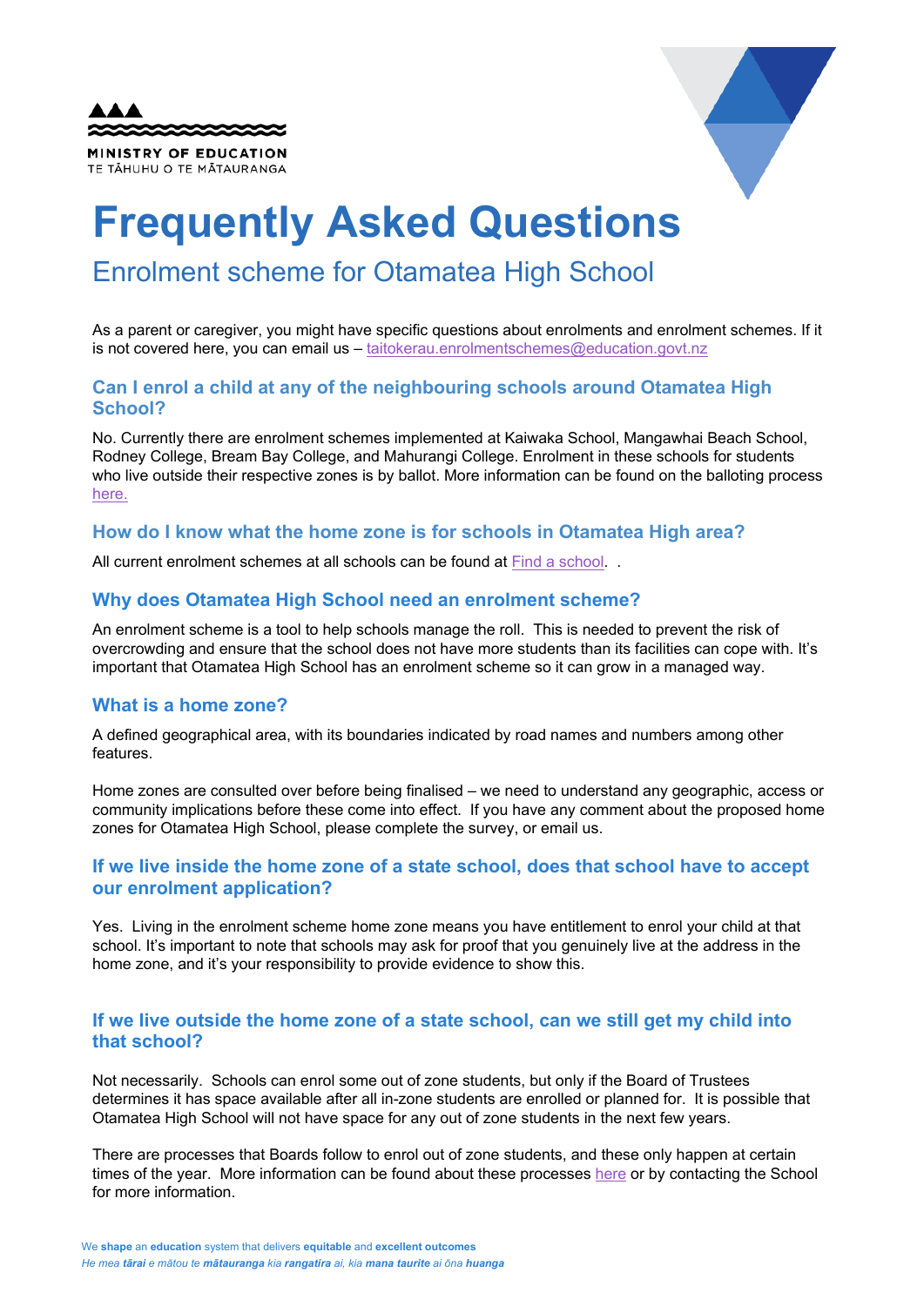MINISTRY OF EDUCATION
TE TĀHUHU O TE MĀTAURANGA

# Frequently Asked Questions

## Enrolment scheme for Otamatea High School

As a parent or caregiver, you might have specific questions about enrolments and enrolment schemes. If it is not covered here, you can email us – taitokerau.enrolmentschemes@education.govt.nz

### Can I enrol a child at any of the neighbouring schools around Otamatea High School?

No. Currently there are enrolment schemes implemented at Kaiwaka School, Mangawhai Beach School, Rodney College, Bream Bay College, and Mahurangi College. Enrolment in these schools for students who live outside their respective zones is by ballot. More information can be found on the balloting process here.

### How do I know what the home zone is for schools in Otamatea High area?

All current enrolment schemes at all schools can be found at Find a school. .

### Why does Otamatea High School need an enrolment scheme?

An enrolment scheme is a tool to help schools manage the roll. This is needed to prevent the risk of overcrowding and ensure that the school does not have more students than its facilities can cope with. It's important that Otamatea High School has an enrolment scheme so it can grow in a managed way.

### What is a home zone?

A defined geographical area, with its boundaries indicated by road names and numbers among other features.

Home zones are consulted over before being finalised – we need to understand any geographic, access or community implications before these come into effect. If you have any comment about the proposed home zones for Otamatea High School, please complete the survey, or email us.

### If we live inside the home zone of a state school, does that school have to accept our enrolment application?

Yes. Living in the enrolment scheme home zone means you have entitlement to enrol your child at that school. It's important to note that schools may ask for proof that you genuinely live at the address in the home zone, and it's your responsibility to provide evidence to show this.

### If we live outside the home zone of a state school, can we still get my child into that school?

Not necessarily. Schools can enrol some out of zone students, but only if the Board of Trustees determines it has space available after all in-zone students are enrolled or planned for. It is possible that Otamatea High School will not have space for any out of zone students in the next few years.

There are processes that Boards follow to enrol out of zone students, and these only happen at certain times of the year. More information can be found about these processes here or by contacting the School for more information.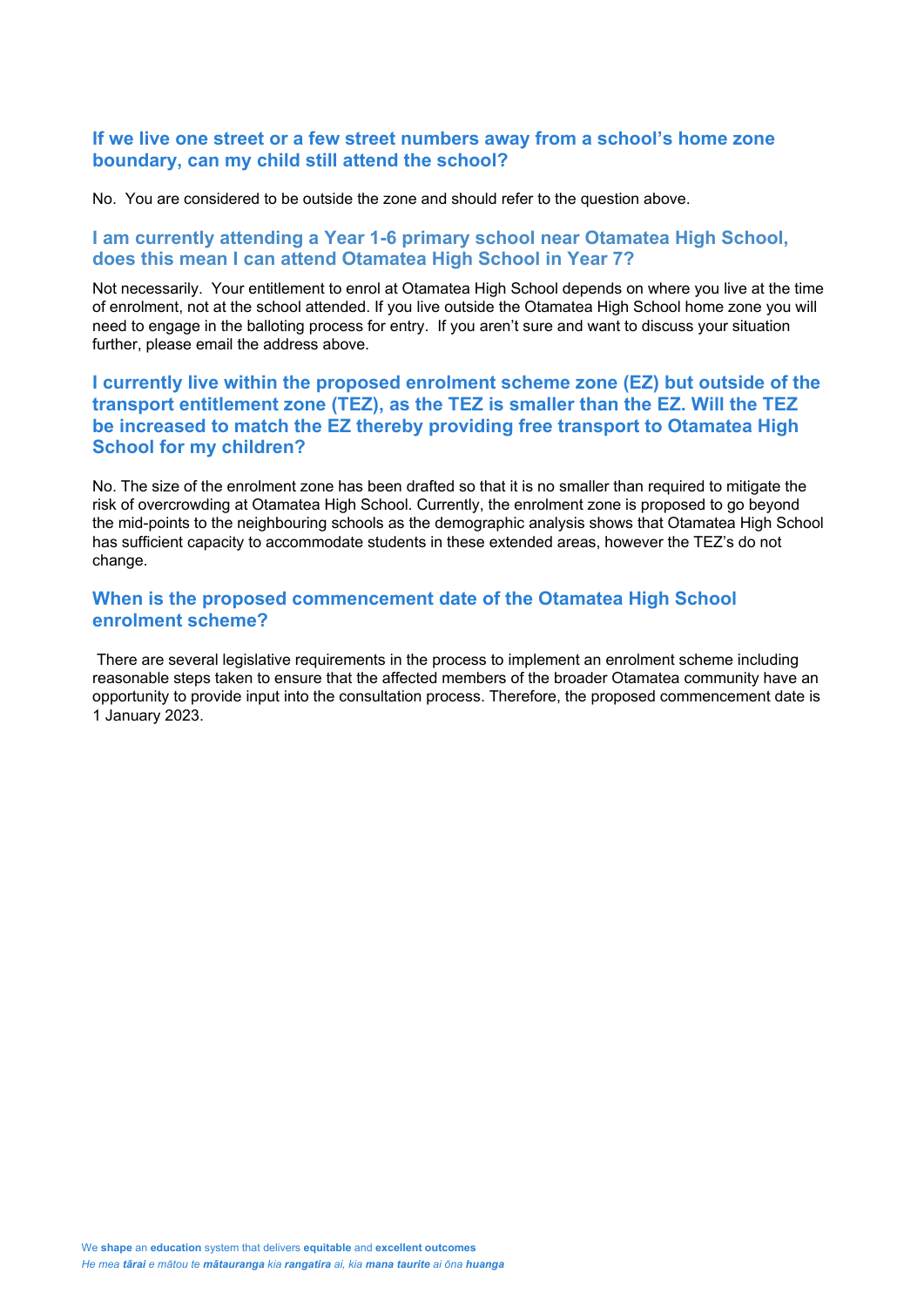### If we live one street or a few street numbers away from a school's home zone boundary, can my child still attend the school?

No. You are considered to be outside the zone and should refer to the question above.

### I am currently attending a Year 1-6 primary school near Otamatea High School, does this mean I can attend Otamatea High School in Year 7?

Not necessarily. Your entitlement to enrol at Otamatea High School depends on where you live at the time of enrolment, not at the school attended. If you live outside the Otamatea High School home zone you will need to engage in the balloting process for entry. If you aren't sure and want to discuss your situation further, please email the address above.

### I currently live within the proposed enrolment scheme zone (EZ) but outside of the transport entitlement zone (TEZ), as the TEZ is smaller than the EZ. Will the TEZ be increased to match the EZ thereby providing free transport to Otamatea High School for my children?

No. The size of the enrolment zone has been drafted so that it is no smaller than required to mitigate the risk of overcrowding at Otamatea High School. Currently, the enrolment zone is proposed to go beyond the mid-points to the neighbouring schools as the demographic analysis shows that Otamatea High School has sufficient capacity to accommodate students in these extended areas, however the TEZ's do not change.

### When is the proposed commencement date of the Otamatea High School enrolment scheme?

There are several legislative requirements in the process to implement an enrolment scheme including reasonable steps taken to ensure that the affected members of the broader Otamatea community have an opportunity to provide input into the consultation process. Therefore, the proposed commencement date is 1 January 2023.